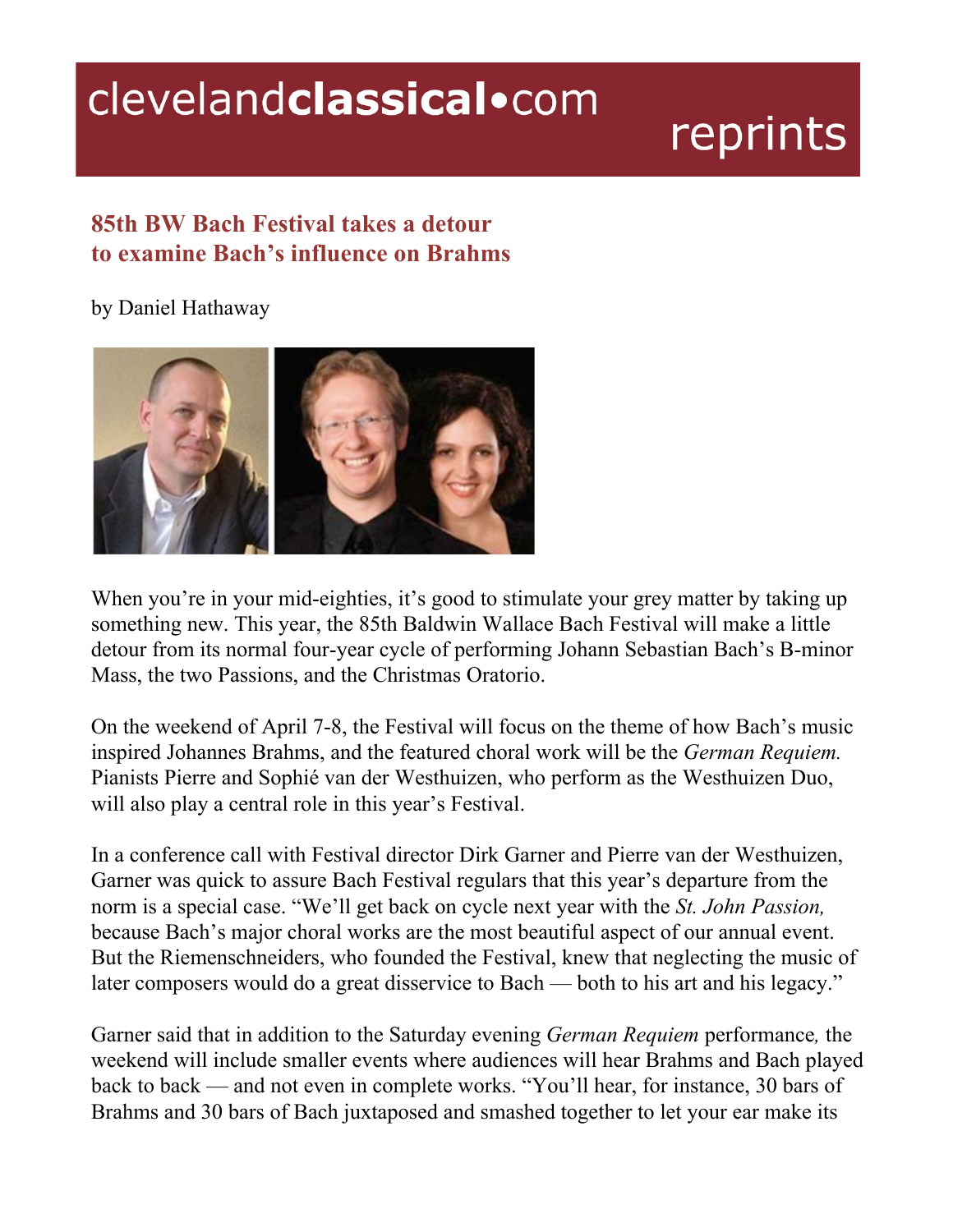# 85th BW Bach Festival takes a detour to examine Bach's influence on Brahms

by Daniel Hathaway

When you're in your mid-eighties, it's good to stimulate your grey matter by taking up something new. This year, the 85th Baldwin Wallace Bach Festival will make a little detour from its normal four-year cycle of performing Johann Sebastian Bach's B-minor Mass, the two Passions, and the Christmas Oratorio.

On the weekend of April 7-8, the Festival will focus on the theme of how Bach's music inspired Johannes Brahms, and the featured choral work will be the *German Requiem.* Pianists Pierre and Sophié van der Westhuizen, who perform as the Westhuizen Duo, will also play a central role in this year's Festival.

In a conference call with Festival director Dirk Garner and Pierre van der Westhuizen, Garner was quick to assure Bach Festival regulars that this year's departure from the norm is a special case. "We'll get back on cycle next year with the *St. John Passion,* because Bach's major choral works are the most beautiful aspect of our annual event. But the Riemenschneiders, who founded the Festival, knew that neglecting the music of later composers would do a great disservice to Bach — both to his art and his legacy."

Garner said that in addition to the Saturday evening *German Requiem* performance, the weekend will include smaller events where audiences will hear Brahms and Bach played back to back — and not even in complete works. "You'll hear, for instance, 30 bars of Brahms and 30 bars of Bach juxtaposed and smashed together to let your ear make its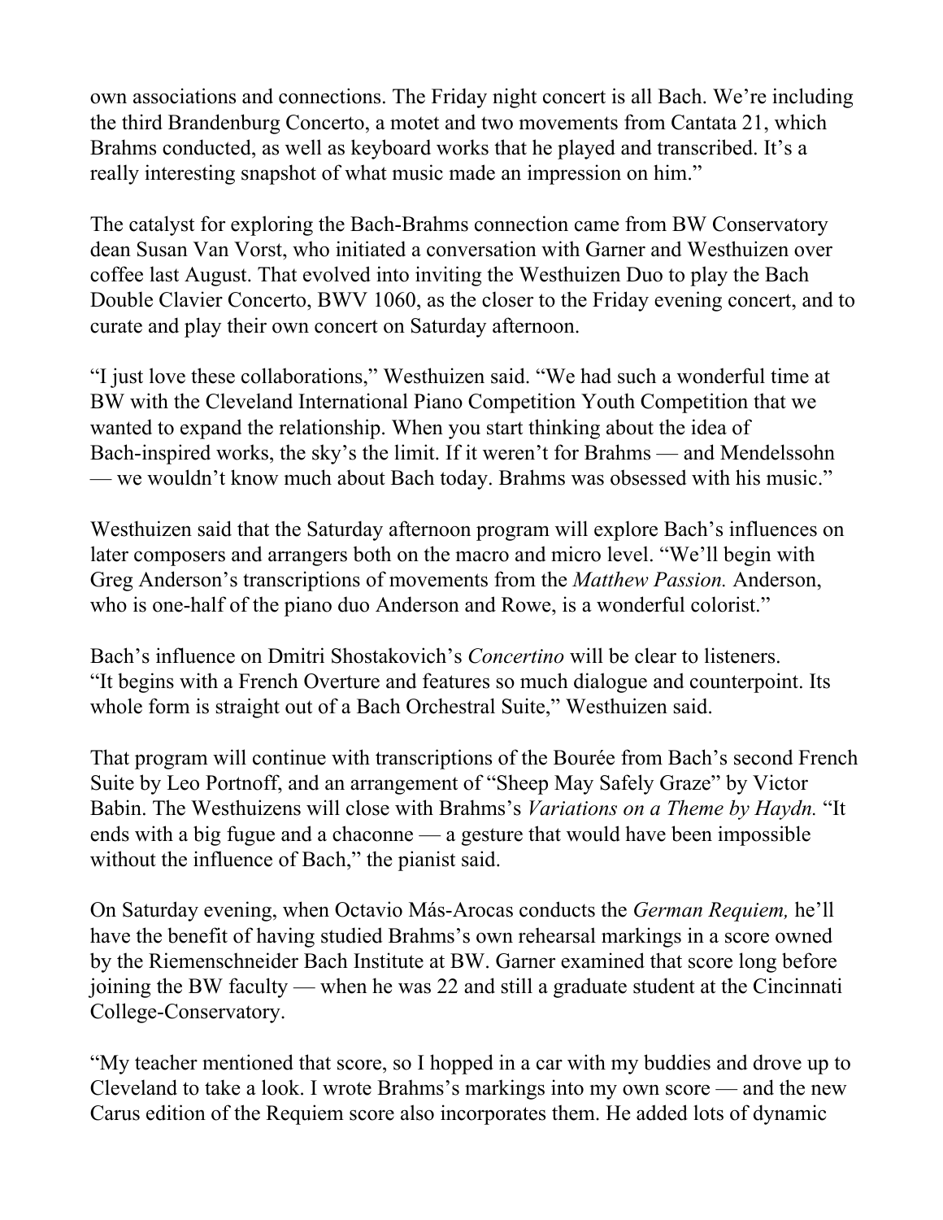own associations and connections. The Friday night concert is all Bach. We're including the third Brandenburg Concerto, a motet and two movements from Cantata 21, which Brahms conducted, as well as keyboard works that he played and transcribed. It's a really interesting snapshot of what music made an impression on him."

The catalyst for exploring the Bach-Brahms connection came from BW Conservatory dean Susan Van Vorst, who initiated a conversation with Garner and Westhuizen over coffee last August. That evolved into inviting the Westhuizen Duo to play the Bach Double Clavier Concerto, BWV 1060, as the closer to the Friday evening concert, and to curate and play their own concert on Saturday afternoon.

"I just love these collaborations," Westhuizen said. "We had such a wonderful time at BW with the Cleveland International Piano Competition Youth Competition that we wanted to expand the relationship. When you start thinking about the idea of Bach-inspired works, the sky's the limit. If it weren't for Brahms — and Mendelssohn — we wouldn't know much about Bach today. Brahms was obsessed with his music."

Westhuizen said that the Saturday afternoon program will explore Bach's influences on later composers and arrangers both on the macro and micro level. "We'll begin with Greg Anderson's transcriptions of movements from the *Matthew Passion.* Anderson, who is one-half of the piano duo Anderson and Rowe, is a wonderful colorist."

Bach's influence on Dmitri Shostakovich's *Concertino* will be clear to listeners. "It begins with a French Overture and features so much dialogue and counterpoint. Its whole form is straight out of a Bach Orchestral Suite," Westhuizen said.

That program will continue with transcriptions of the Bourée from Bach's second French Suite by Leo Portnoff, and an arrangement of "Sheep May Safely Graze" by Victor Babin. The Westhuizens will close with Brahms's *Variations on a Theme by Haydn.* "It ends with a big fugue and a chaconne — a gesture that would have been impossible without the influence of Bach," the pianist said.

On Saturday evening, when Octavio Más-Arocas conducts the *German Requiem,* he'll have the benefit of having studied Brahms's own rehearsal markings in a score owned by the Riemenschneider Bach Institute at BW. Garner examined that score long before joining the BW faculty — when he was 22 and still a graduate student at the Cincinnati College-Conservatory.

"My teacher mentioned that score, so I hopped in a car with my buddies and drove up to Cleveland to take a look. I wrote Brahms's markings into my own score — and the new Carus edition of the Requiem score also incorporates them. He added lots of dynamic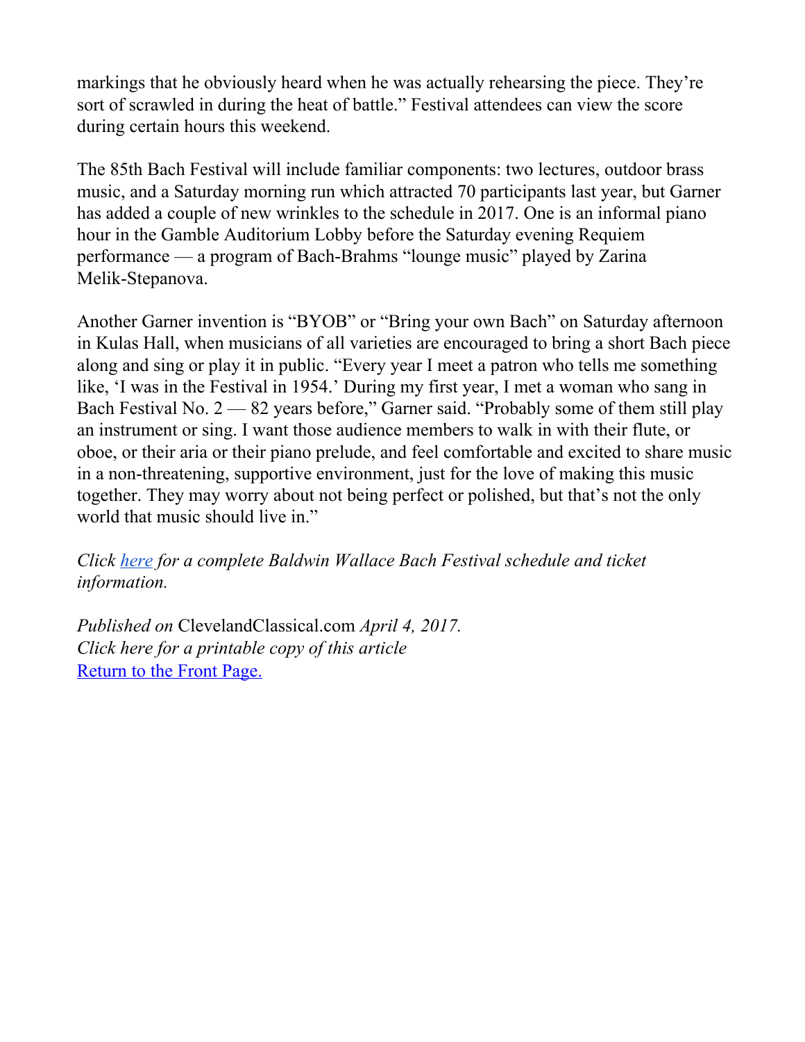markings that he obviously heard when he was actually rehearsing the piece. They're sort of scrawled in during the heat of battle." Festival attendees can view the score during certain hours this weekend.

The 85th Bach Festival will include familiar components: two lectures, outdoor brass music, and a Saturday morning run which attracted 70 participants last year, but Garner has added a couple of new wrinkles to the schedule in 2017. One is an informal piano hour in the Gamble Auditorium Lobby before the Saturday evening Requiem performance — a program of Bach-Brahms "lounge music" played by Zarina Melik-Stepanova.

Another Garner invention is "BYOB" or "Bring your own Bach" on Saturday afternoon in Kulas Hall, when musicians of all varieties are encouraged to bring a short Bach piece along and sing or play it in public. "Every year I meet a patron who tells me something like, 'I was in the Festival in 1954.' During my first year, I met a woman who sang in Bach Festival No. 2 — 82 years before," Garner said. "Probably some of them still play an instrument or sing. I want those audience members to walk in with their flute, or oboe, or their aria or their piano prelude, and feel comfortable and excited to share music in a non-threatening, supportive environment, just for the love of making this music together. They may worry about not being perfect or polished, but that's not the only world that music should live in."

*Click here for a complete Baldwin Wallace Bach Festival schedule and ticket information.*

*Published on* ClevelandClassical.com *April 4, 2017.*
*Click here for a printable copy of this article*
Return to the Front Page.